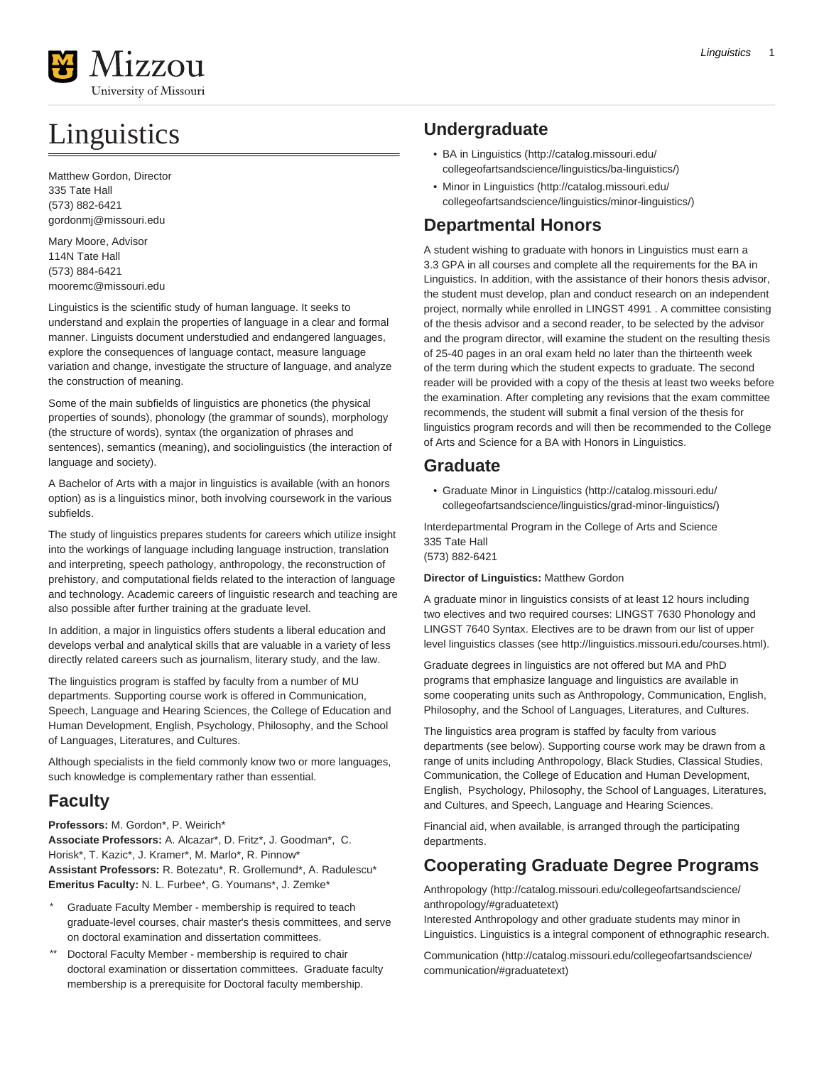# Linguistics

Matthew Gordon, Director
335 Tate Hall
(573) 882-6421
gordonmj@missouri.edu

Mary Moore, Advisor
114N Tate Hall
(573) 884-6421
mooremc@missouri.edu

Linguistics is the scientific study of human language. It seeks to understand and explain the properties of language in a clear and formal manner. Linguists document understudied and endangered languages, explore the consequences of language contact, measure language variation and change, investigate the structure of language, and analyze the construction of meaning.

Some of the main subfields of linguistics are phonetics (the physical properties of sounds), phonology (the grammar of sounds), morphology (the structure of words), syntax (the organization of phrases and sentences), semantics (meaning), and sociolinguistics (the interaction of language and society).

A Bachelor of Arts with a major in linguistics is available (with an honors option) as is a linguistics minor, both involving coursework in the various subfields.

The study of linguistics prepares students for careers which utilize insight into the workings of language including language instruction, translation and interpreting, speech pathology, anthropology, the reconstruction of prehistory, and computational fields related to the interaction of language and technology. Academic careers of linguistic research and teaching are also possible after further training at the graduate level.

In addition, a major in linguistics offers students a liberal education and develops verbal and analytical skills that are valuable in a variety of less directly related careers such as journalism, literary study, and the law.

The linguistics program is staffed by faculty from a number of MU departments. Supporting course work is offered in Communication, Speech, Language and Hearing Sciences, the College of Education and Human Development, English, Psychology, Philosophy, and the School of Languages, Literatures, and Cultures.

Although specialists in the field commonly know two or more languages, such knowledge is complementary rather than essential.

## Faculty

**Professors:** M. Gordon*, P. Weirich*
**Associate Professors:** A. Alcazar*, D. Fritz*, J. Goodman*, C. Horisk*, T. Kazic*, J. Kramer*, M. Marlo*, R. Pinnow*
**Assistant Professors:** R. Botezatu*, R. Grollemund*, A. Radulescu*
**Emeritus Faculty:** N. L. Furbee*, G. Youmans*, J. Zemke*

- \* Graduate Faculty Member - membership is required to teach graduate-level courses, chair master's thesis committees, and serve on doctoral examination and dissertation committees.
- \*\* Doctoral Faculty Member - membership is required to chair doctoral examination or dissertation committees. Graduate faculty membership is a prerequisite for Doctoral faculty membership.

## Undergraduate

- BA in Linguistics (http://catalog.missouri.edu/collegeofartsandscience/linguistics/ba-linguistics/)
- Minor in Linguistics (http://catalog.missouri.edu/collegeofartsandscience/linguistics/minor-linguistics/)

## Departmental Honors

A student wishing to graduate with honors in Linguistics must earn a 3.3 GPA in all courses and complete all the requirements for the BA in Linguistics. In addition, with the assistance of their honors thesis advisor, the student must develop, plan and conduct research on an independent project, normally while enrolled in LINGST 4991 . A committee consisting of the thesis advisor and a second reader, to be selected by the advisor and the program director, will examine the student on the resulting thesis of 25-40 pages in an oral exam held no later than the thirteenth week of the term during which the student expects to graduate. The second reader will be provided with a copy of the thesis at least two weeks before the examination. After completing any revisions that the exam committee recommends, the student will submit a final version of the thesis for linguistics program records and will then be recommended to the College of Arts and Science for a BA with Honors in Linguistics.

## Graduate

- Graduate Minor in Linguistics (http://catalog.missouri.edu/collegeofartsandscience/linguistics/grad-minor-linguistics/)

Interdepartmental Program in the College of Arts and Science
335 Tate Hall
(573) 882-6421

**Director of Linguistics:** Matthew Gordon

A graduate minor in linguistics consists of at least 12 hours including two electives and two required courses: LINGST 7630 Phonology and LINGST 7640 Syntax. Electives are to be drawn from our list of upper level linguistics classes (see http://linguistics.missouri.edu/courses.html).

Graduate degrees in linguistics are not offered but MA and PhD programs that emphasize language and linguistics are available in some cooperating units such as Anthropology, Communication, English, Philosophy, and the School of Languages, Literatures, and Cultures.

The linguistics area program is staffed by faculty from various departments (see below). Supporting course work may be drawn from a range of units including Anthropology, Black Studies, Classical Studies, Communication, the College of Education and Human Development, English, Psychology, Philosophy, the School of Languages, Literatures, and Cultures, and Speech, Language and Hearing Sciences.

Financial aid, when available, is arranged through the participating departments.

## Cooperating Graduate Degree Programs

Anthropology (http://catalog.missouri.edu/collegeofartsandscience/anthropology/#graduatetext)
Interested Anthropology and other graduate students may minor in Linguistics. Linguistics is a integral component of ethnographic research.

Communication (http://catalog.missouri.edu/collegeofartsandscience/communication/#graduatetext)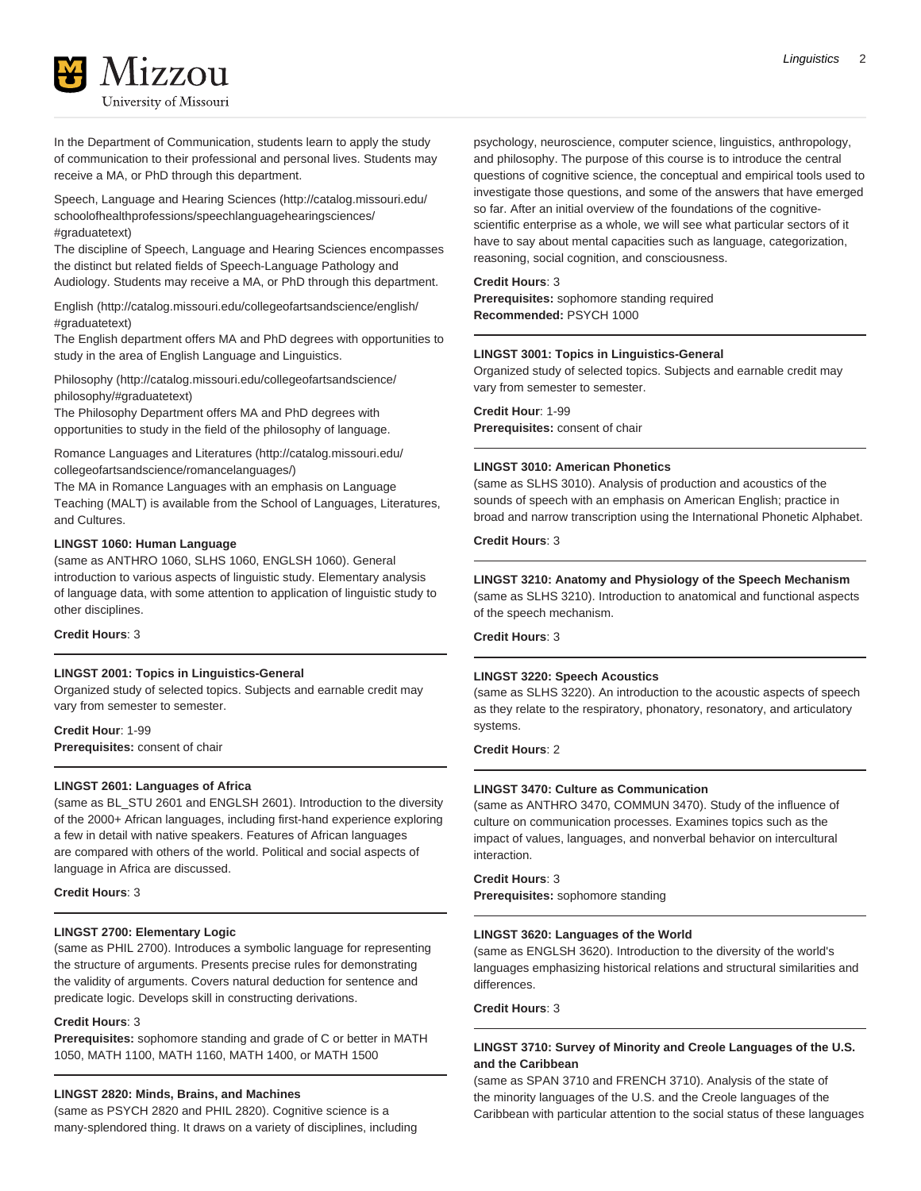In the Department of Communication, students learn to apply the study of communication to their professional and personal lives. Students may receive a MA, or PhD through this department.

Speech, Language and Hearing Sciences (http://catalog.missouri.edu/schoolofhealthprofessions/speechlanguagehearingsciences/#graduatetext)
The discipline of Speech, Language and Hearing Sciences encompasses the distinct but related fields of Speech-Language Pathology and Audiology. Students may receive a MA, or PhD through this department.

English (http://catalog.missouri.edu/collegeofartsandscience/english/#graduatetext)
The English department offers MA and PhD degrees with opportunities to study in the area of English Language and Linguistics.

Philosophy (http://catalog.missouri.edu/collegeofartsandscience/philosophy/#graduatetext)
The Philosophy Department offers MA and PhD degrees with opportunities to study in the field of the philosophy of language.

Romance Languages and Literatures (http://catalog.missouri.edu/collegeofartsandscience/romancelanguages/)
The MA in Romance Languages with an emphasis on Language Teaching (MALT) is available from the School of Languages, Literatures, and Cultures.

**LINGST 1060: Human Language**
(same as ANTHRO 1060, SLHS 1060, ENGLSH 1060). General introduction to various aspects of linguistic study. Elementary analysis of language data, with some attention to application of linguistic study to other disciplines.

**Credit Hours**: 3

---

**LINGST 2001: Topics in Linguistics-General**
Organized study of selected topics. Subjects and earnable credit may vary from semester to semester.

**Credit Hour**: 1-99
**Prerequisites:** consent of chair

---

**LINGST 2601: Languages of Africa**
(same as BL_STU 2601 and ENGLSH 2601). Introduction to the diversity of the 2000+ African languages, including first-hand experience exploring a few in detail with native speakers. Features of African languages are compared with others of the world. Political and social aspects of language in Africa are discussed.

**Credit Hours**: 3

---

**LINGST 2700: Elementary Logic**
(same as PHIL 2700). Introduces a symbolic language for representing the structure of arguments. Presents precise rules for demonstrating the validity of arguments. Covers natural deduction for sentence and predicate logic. Develops skill in constructing derivations.

**Credit Hours**: 3
**Prerequisites:** sophomore standing and grade of C or better in MATH 1050, MATH 1100, MATH 1160, MATH 1400, or MATH 1500

---

**LINGST 2820: Minds, Brains, and Machines**
(same as PSYCH 2820 and PHIL 2820). Cognitive science is a many-splendored thing. It draws on a variety of disciplines, including psychology, neuroscience, computer science, linguistics, anthropology, and philosophy. The purpose of this course is to introduce the central questions of cognitive science, the conceptual and empirical tools used to investigate those questions, and some of the answers that have emerged so far. After an initial overview of the foundations of the cognitive-scientific enterprise as a whole, we will see what particular sectors of it have to say about mental capacities such as language, categorization, reasoning, social cognition, and consciousness.

**Credit Hours**: 3
**Prerequisites:** sophomore standing required
**Recommended:** PSYCH 1000

---

**LINGST 3001: Topics in Linguistics-General**
Organized study of selected topics. Subjects and earnable credit may vary from semester to semester.

**Credit Hour**: 1-99
**Prerequisites:** consent of chair

---

**LINGST 3010: American Phonetics**
(same as SLHS 3010). Analysis of production and acoustics of the sounds of speech with an emphasis on American English; practice in broad and narrow transcription using the International Phonetic Alphabet.

**Credit Hours**: 3

---

**LINGST 3210: Anatomy and Physiology of the Speech Mechanism**
(same as SLHS 3210). Introduction to anatomical and functional aspects of the speech mechanism.

**Credit Hours**: 3

---

**LINGST 3220: Speech Acoustics**
(same as SLHS 3220). An introduction to the acoustic aspects of speech as they relate to the respiratory, phonatory, resonatory, and articulatory systems.

**Credit Hours**: 2

---

**LINGST 3470: Culture as Communication**
(same as ANTHRO 3470, COMMUN 3470). Study of the influence of culture on communication processes. Examines topics such as the impact of values, languages, and nonverbal behavior on intercultural interaction.

**Credit Hours**: 3
**Prerequisites:** sophomore standing

---

**LINGST 3620: Languages of the World**
(same as ENGLSH 3620). Introduction to the diversity of the world's languages emphasizing historical relations and structural similarities and differences.

**Credit Hours**: 3

---

**LINGST 3710: Survey of Minority and Creole Languages of the U.S. and the Caribbean**
(same as SPAN 3710 and FRENCH 3710). Analysis of the state of the minority languages of the U.S. and the Creole languages of the Caribbean with particular attention to the social status of these languages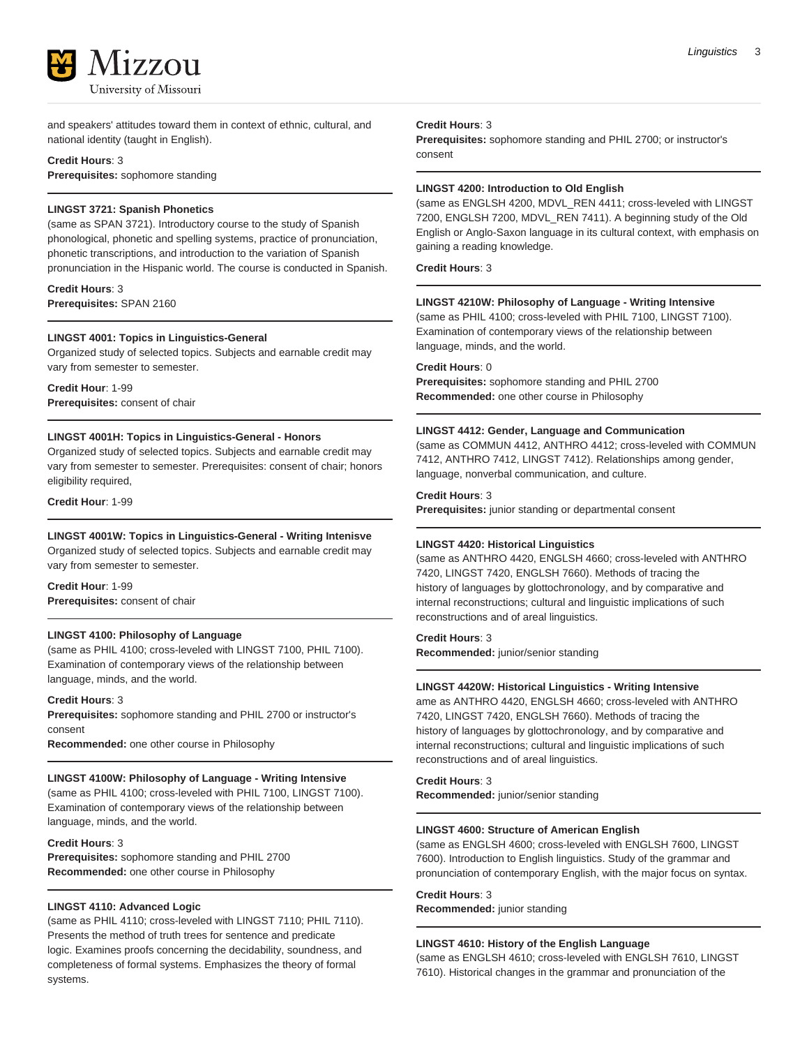and speakers' attitudes toward them in context of ethnic, cultural, and national identity (taught in English).

**Credit Hours**: 3
**Prerequisites:** sophomore standing

---

**LINGST 3721: Spanish Phonetics**
(same as SPAN 3721). Introductory course to the study of Spanish phonological, phonetic and spelling systems, practice of pronunciation, phonetic transcriptions, and introduction to the variation of Spanish pronunciation in the Hispanic world. The course is conducted in Spanish.

**Credit Hours**: 3
**Prerequisites:** SPAN 2160

---

**LINGST 4001: Topics in Linguistics-General**
Organized study of selected topics. Subjects and earnable credit may vary from semester to semester.

**Credit Hour**: 1-99
**Prerequisites:** consent of chair

---

**LINGST 4001H: Topics in Linguistics-General - Honors**
Organized study of selected topics. Subjects and earnable credit may vary from semester to semester. Prerequisites: consent of chair; honors eligibility required,

**Credit Hour**: 1-99

---

**LINGST 4001W: Topics in Linguistics-General - Writing Intenisve**
Organized study of selected topics. Subjects and earnable credit may vary from semester to semester.

**Credit Hour**: 1-99
**Prerequisites:** consent of chair

---

**LINGST 4100: Philosophy of Language**
(same as PHIL 4100; cross-leveled with LINGST 7100, PHIL 7100). Examination of contemporary views of the relationship between language, minds, and the world.

**Credit Hours**: 3
**Prerequisites:** sophomore standing and PHIL 2700 or instructor's consent
**Recommended:** one other course in Philosophy

---

**LINGST 4100W: Philosophy of Language - Writing Intensive**
(same as PHIL 4100; cross-leveled with PHIL 7100, LINGST 7100). Examination of contemporary views of the relationship between language, minds, and the world.

**Credit Hours**: 3
**Prerequisites:** sophomore standing and PHIL 2700
**Recommended:** one other course in Philosophy

---

**LINGST 4110: Advanced Logic**
(same as PHIL 4110; cross-leveled with LINGST 7110; PHIL 7110). Presents the method of truth trees for sentence and predicate logic. Examines proofs concerning the decidability, soundness, and completeness of formal systems. Emphasizes the theory of formal systems.

**Credit Hours**: 3
**Prerequisites:** sophomore standing and PHIL 2700; or instructor's consent

---

**LINGST 4200: Introduction to Old English**
(same as ENGLSH 4200, MDVL_REN 4411; cross-leveled with LINGST 7200, ENGLSH 7200, MDVL_REN 7411). A beginning study of the Old English or Anglo-Saxon language in its cultural context, with emphasis on gaining a reading knowledge.

**Credit Hours**: 3

---

**LINGST 4210W: Philosophy of Language - Writing Intensive**
(same as PHIL 4100; cross-leveled with PHIL 7100, LINGST 7100). Examination of contemporary views of the relationship between language, minds, and the world.

**Credit Hours**: 0
**Prerequisites:** sophomore standing and PHIL 2700
**Recommended:** one other course in Philosophy

---

**LINGST 4412: Gender, Language and Communication**
(same as COMMUN 4412, ANTHRO 4412; cross-leveled with COMMUN 7412, ANTHRO 7412, LINGST 7412). Relationships among gender, language, nonverbal communication, and culture.

**Credit Hours**: 3
**Prerequisites:** junior standing or departmental consent

---

**LINGST 4420: Historical Linguistics**
(same as ANTHRO 4420, ENGLSH 4660; cross-leveled with ANTHRO 7420, LINGST 7420, ENGLSH 7660). Methods of tracing the history of languages by glottochronology, and by comparative and internal reconstructions; cultural and linguistic implications of such reconstructions and of areal linguistics.

**Credit Hours**: 3
**Recommended:** junior/senior standing

---

**LINGST 4420W: Historical Linguistics - Writing Intensive**
ame as ANTHRO 4420, ENGLSH 4660; cross-leveled with ANTHRO 7420, LINGST 7420, ENGLSH 7660). Methods of tracing the history of languages by glottochronology, and by comparative and internal reconstructions; cultural and linguistic implications of such reconstructions and of areal linguistics.

**Credit Hours**: 3
**Recommended:** junior/senior standing

---

**LINGST 4600: Structure of American English**
(same as ENGLSH 4600; cross-leveled with ENGLSH 7600, LINGST 7600). Introduction to English linguistics. Study of the grammar and pronunciation of contemporary English, with the major focus on syntax.

**Credit Hours**: 3
**Recommended:** junior standing

---

**LINGST 4610: History of the English Language**
(same as ENGLSH 4610; cross-leveled with ENGLSH 7610, LINGST 7610). Historical changes in the grammar and pronunciation of the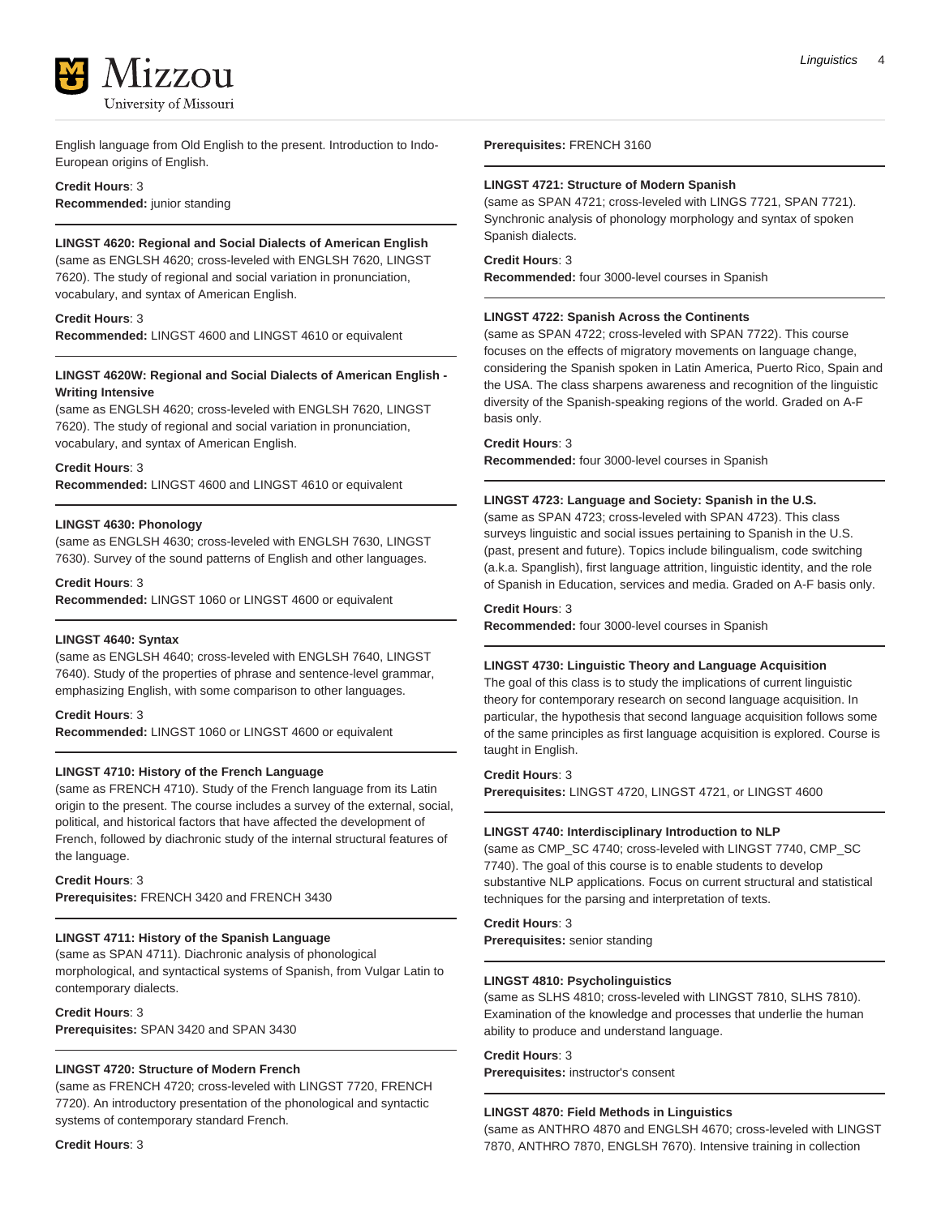English language from Old English to the present. Introduction to Indo-European origins of English.

**Credit Hours**: 3
**Recommended:** junior standing

**LINGST 4620: Regional and Social Dialects of American English**
(same as ENGLSH 4620; cross-leveled with ENGLSH 7620, LINGST 7620). The study of regional and social variation in pronunciation, vocabulary, and syntax of American English.

**Credit Hours**: 3
**Recommended:** LINGST 4600 and LINGST 4610 or equivalent

**LINGST 4620W: Regional and Social Dialects of American English - Writing Intensive**
(same as ENGLSH 4620; cross-leveled with ENGLSH 7620, LINGST 7620). The study of regional and social variation in pronunciation, vocabulary, and syntax of American English.

**Credit Hours**: 3
**Recommended:** LINGST 4600 and LINGST 4610 or equivalent

**LINGST 4630: Phonology**
(same as ENGLSH 4630; cross-leveled with ENGLSH 7630, LINGST 7630). Survey of the sound patterns of English and other languages.

**Credit Hours**: 3
**Recommended:** LINGST 1060 or LINGST 4600 or equivalent

**LINGST 4640: Syntax**
(same as ENGLSH 4640; cross-leveled with ENGLSH 7640, LINGST 7640). Study of the properties of phrase and sentence-level grammar, emphasizing English, with some comparison to other languages.

**Credit Hours**: 3
**Recommended:** LINGST 1060 or LINGST 4600 or equivalent

**LINGST 4710: History of the French Language**
(same as FRENCH 4710). Study of the French language from its Latin origin to the present. The course includes a survey of the external, social, political, and historical factors that have affected the development of French, followed by diachronic study of the internal structural features of the language.

**Credit Hours**: 3
**Prerequisites:** FRENCH 3420 and FRENCH 3430

**LINGST 4711: History of the Spanish Language**
(same as SPAN 4711). Diachronic analysis of phonological morphological, and syntactical systems of Spanish, from Vulgar Latin to contemporary dialects.

**Credit Hours**: 3
**Prerequisites:** SPAN 3420 and SPAN 3430

**LINGST 4720: Structure of Modern French**
(same as FRENCH 4720; cross-leveled with LINGST 7720, FRENCH 7720). An introductory presentation of the phonological and syntactic systems of contemporary standard French.

**Credit Hours**: 3
**Prerequisites:** FRENCH 3160

**LINGST 4721: Structure of Modern Spanish**
(same as SPAN 4721; cross-leveled with LINGS 7721, SPAN 7721). Synchronic analysis of phonology morphology and syntax of spoken Spanish dialects.

**Credit Hours**: 3
**Recommended:** four 3000-level courses in Spanish

**LINGST 4722: Spanish Across the Continents**
(same as SPAN 4722; cross-leveled with SPAN 7722). This course focuses on the effects of migratory movements on language change, considering the Spanish spoken in Latin America, Puerto Rico, Spain and the USA. The class sharpens awareness and recognition of the linguistic diversity of the Spanish-speaking regions of the world. Graded on A-F basis only.

**Credit Hours**: 3
**Recommended:** four 3000-level courses in Spanish

**LINGST 4723: Language and Society: Spanish in the U.S.**
(same as SPAN 4723; cross-leveled with SPAN 4723). This class surveys linguistic and social issues pertaining to Spanish in the U.S. (past, present and future). Topics include bilingualism, code switching (a.k.a. Spanglish), first language attrition, linguistic identity, and the role of Spanish in Education, services and media. Graded on A-F basis only.

**Credit Hours**: 3
**Recommended:** four 3000-level courses in Spanish

**LINGST 4730: Linguistic Theory and Language Acquisition**
The goal of this class is to study the implications of current linguistic theory for contemporary research on second language acquisition. In particular, the hypothesis that second language acquisition follows some of the same principles as first language acquisition is explored. Course is taught in English.

**Credit Hours**: 3
**Prerequisites:** LINGST 4720, LINGST 4721, or LINGST 4600

**LINGST 4740: Interdisciplinary Introduction to NLP**
(same as CMP_SC 4740; cross-leveled with LINGST 7740, CMP_SC 7740). The goal of this course is to enable students to develop substantive NLP applications. Focus on current structural and statistical techniques for the parsing and interpretation of texts.

**Credit Hours**: 3
**Prerequisites:** senior standing

**LINGST 4810: Psycholinguistics**
(same as SLHS 4810; cross-leveled with LINGST 7810, SLHS 7810). Examination of the knowledge and processes that underlie the human ability to produce and understand language.

**Credit Hours**: 3
**Prerequisites:** instructor's consent

**LINGST 4870: Field Methods in Linguistics**
(same as ANTHRO 4870 and ENGLSH 4670; cross-leveled with LINGST 7870, ANTHRO 7870, ENGLSH 7670). Intensive training in collection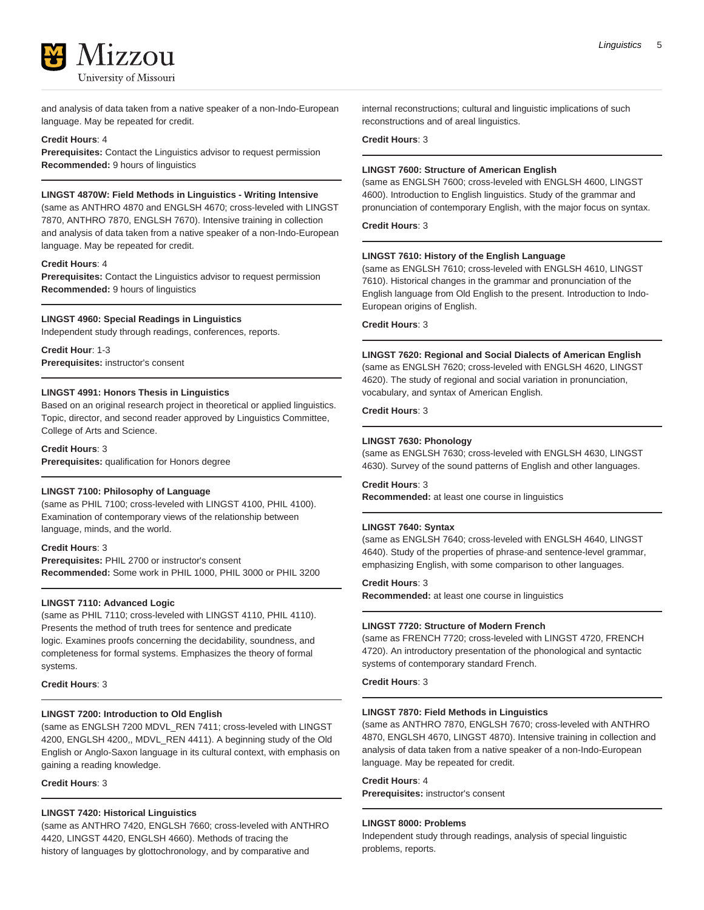and analysis of data taken from a native speaker of a non-Indo-European language. May be repeated for credit.

**Credit Hours**: 4
**Prerequisites:** Contact the Linguistics advisor to request permission
**Recommended:** 9 hours of linguistics

---

**LINGST 4870W: Field Methods in Linguistics - Writing Intensive**
(same as ANTHRO 4870 and ENGLSH 4670; cross-leveled with LINGST 7870, ANTHRO 7870, ENGLSH 7670). Intensive training in collection and analysis of data taken from a native speaker of a non-Indo-European language. May be repeated for credit.

**Credit Hours**: 4
**Prerequisites:** Contact the Linguistics advisor to request permission
**Recommended:** 9 hours of linguistics

---

**LINGST 4960: Special Readings in Linguistics**
Independent study through readings, conferences, reports.

**Credit Hour**: 1-3
**Prerequisites:** instructor's consent

---

**LINGST 4991: Honors Thesis in Linguistics**
Based on an original research project in theoretical or applied linguistics. Topic, director, and second reader approved by Linguistics Committee, College of Arts and Science.

**Credit Hours**: 3
**Prerequisites:** qualification for Honors degree

---

**LINGST 7100: Philosophy of Language**
(same as PHIL 7100; cross-leveled with LINGST 4100, PHIL 4100). Examination of contemporary views of the relationship between language, minds, and the world.

**Credit Hours**: 3
**Prerequisites:** PHIL 2700 or instructor's consent
**Recommended:** Some work in PHIL 1000, PHIL 3000 or PHIL 3200

---

**LINGST 7110: Advanced Logic**
(same as PHIL 7110; cross-leveled with LINGST 4110, PHIL 4110). Presents the method of truth trees for sentence and predicate logic. Examines proofs concerning the decidability, soundness, and completeness for formal systems. Emphasizes the theory of formal systems.

**Credit Hours**: 3

---

**LINGST 7200: Introduction to Old English**
(same as ENGLSH 7200 MDVL_REN 7411; cross-leveled with LINGST 4200, ENGLSH 4200,, MDVL_REN 4411). A beginning study of the Old English or Anglo-Saxon language in its cultural context, with emphasis on gaining a reading knowledge.

**Credit Hours**: 3

---

**LINGST 7420: Historical Linguistics**
(same as ANTHRO 7420, ENGLSH 7660; cross-leveled with ANTHRO 4420, LINGST 4420, ENGLSH 4660). Methods of tracing the history of languages by glottochronology, and by comparative and internal reconstructions; cultural and linguistic implications of such reconstructions and of areal linguistics.

**Credit Hours**: 3

---

**LINGST 7600: Structure of American English**
(same as ENGLSH 7600; cross-leveled with ENGLSH 4600, LINGST 4600). Introduction to English linguistics. Study of the grammar and pronunciation of contemporary English, with the major focus on syntax.

**Credit Hours**: 3

---

**LINGST 7610: History of the English Language**
(same as ENGLSH 7610; cross-leveled with ENGLSH 4610, LINGST 7610). Historical changes in the grammar and pronunciation of the English language from Old English to the present. Introduction to Indo-European origins of English.

**Credit Hours**: 3

---

**LINGST 7620: Regional and Social Dialects of American English**
(same as ENGLSH 7620; cross-leveled with ENGLSH 4620, LINGST 4620). The study of regional and social variation in pronunciation, vocabulary, and syntax of American English.

**Credit Hours**: 3

---

**LINGST 7630: Phonology**
(same as ENGLSH 7630; cross-leveled with ENGLSH 4630, LINGST 4630). Survey of the sound patterns of English and other languages.

**Credit Hours**: 3
**Recommended:** at least one course in linguistics

---

**LINGST 7640: Syntax**
(same as ENGLSH 7640; cross-leveled with ENGLSH 4640, LINGST 4640). Study of the properties of phrase-and sentence-level grammar, emphasizing English, with some comparison to other languages.

**Credit Hours**: 3
**Recommended:** at least one course in linguistics

---

**LINGST 7720: Structure of Modern French**
(same as FRENCH 7720; cross-leveled with LINGST 4720, FRENCH 4720). An introductory presentation of the phonological and syntactic systems of contemporary standard French.

**Credit Hours**: 3

---

**LINGST 7870: Field Methods in Linguistics**
(same as ANTHRO 7870, ENGLSH 7670; cross-leveled with ANTHRO 4870, ENGLSH 4670, LINGST 4870). Intensive training in collection and analysis of data taken from a native speaker of a non-Indo-European language. May be repeated for credit.

**Credit Hours**: 4
**Prerequisites:** instructor's consent

---

**LINGST 8000: Problems**
Independent study through readings, analysis of special linguistic problems, reports.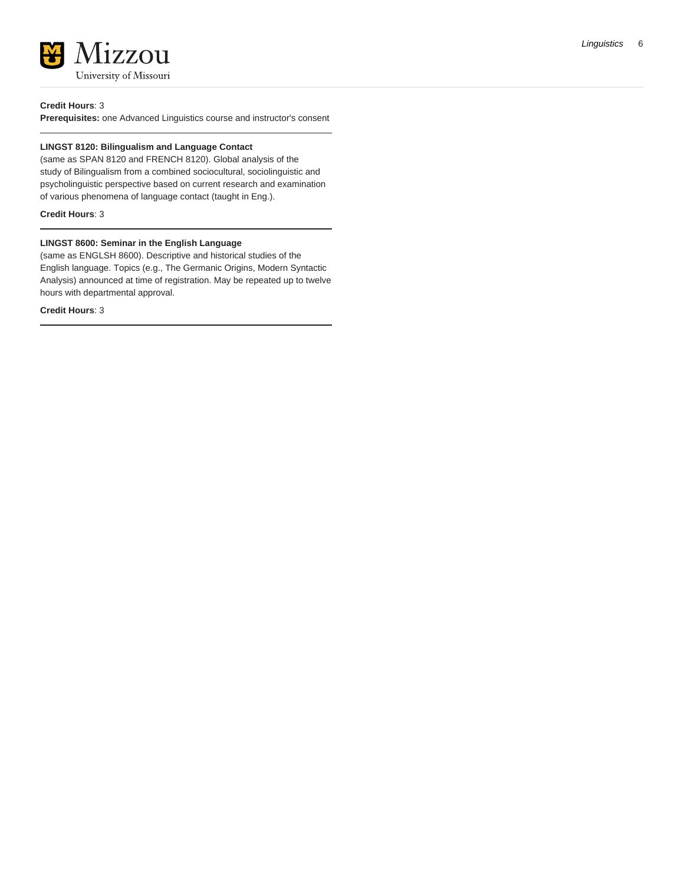**Credit Hours**: 3
**Prerequisites:** one Advanced Linguistics course and instructor's consent

---

**LINGST 8120: Bilingualism and Language Contact**
(same as SPAN 8120 and FRENCH 8120). Global analysis of the study of Bilingualism from a combined sociocultural, sociolinguistic and psycholinguistic perspective based on current research and examination of various phenomena of language contact (taught in Eng.).

**Credit Hours**: 3

---

**LINGST 8600: Seminar in the English Language**
(same as ENGLSH 8600). Descriptive and historical studies of the English language. Topics (e.g., The Germanic Origins, Modern Syntactic Analysis) announced at time of registration. May be repeated up to twelve hours with departmental approval.

**Credit Hours**: 3

---